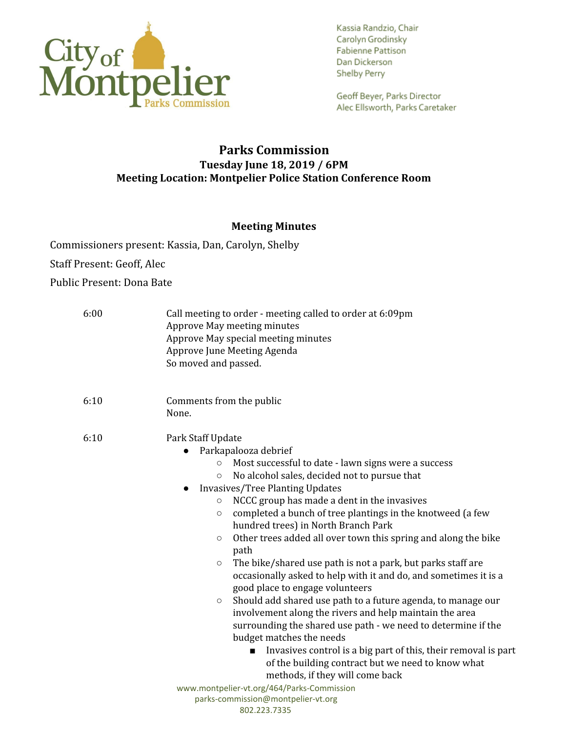City of Montpelier Parks Commission

Kassia Randzio, Chair
Carolyn Grodinsky
Fabienne Pattison
Dan Dickerson
Shelby Perry

Geoff Beyer, Parks Director
Alec Ellsworth, Parks Caretaker

# Parks Commission

**Tuesday June 18, 2019 / 6PM**

**Meeting Location: Montpelier Police Station Conference Room**

## Meeting Minutes

Commissioners present: Kassia, Dan, Carolyn, Shelby

Staff Present: Geoff, Alec

Public Present: Dona Bate

6:00 — Call meeting to order - meeting called to order at 6:09pm
Approve May meeting minutes
Approve May special meeting minutes
Approve June Meeting Agenda
So moved and passed.

6:10 — Comments from the public
None.

6:10 — Park Staff Update

- Parkapalooza debrief
  - Most successful to date - lawn signs were a success
  - No alcohol sales, decided not to pursue that
- Invasives/Tree Planting Updates
  - NCCC group has made a dent in the invasives
  - completed a bunch of tree plantings in the knotweed (a few hundred trees) in North Branch Park
  - Other trees added all over town this spring and along the bike path
  - The bike/shared use path is not a park, but parks staff are occasionally asked to help with it and do, and sometimes it is a good place to engage volunteers
  - Should add shared use path to a future agenda, to manage our involvement along the rivers and help maintain the area surrounding the shared use path - we need to determine if the budget matches the needs
    - Invasives control is a big part of this, their removal is part of the building contract but we need to know what methods, if they will come back

www.montpelier-vt.org/464/Parks-Commission
parks-commission@montpelier-vt.org
802.223.7335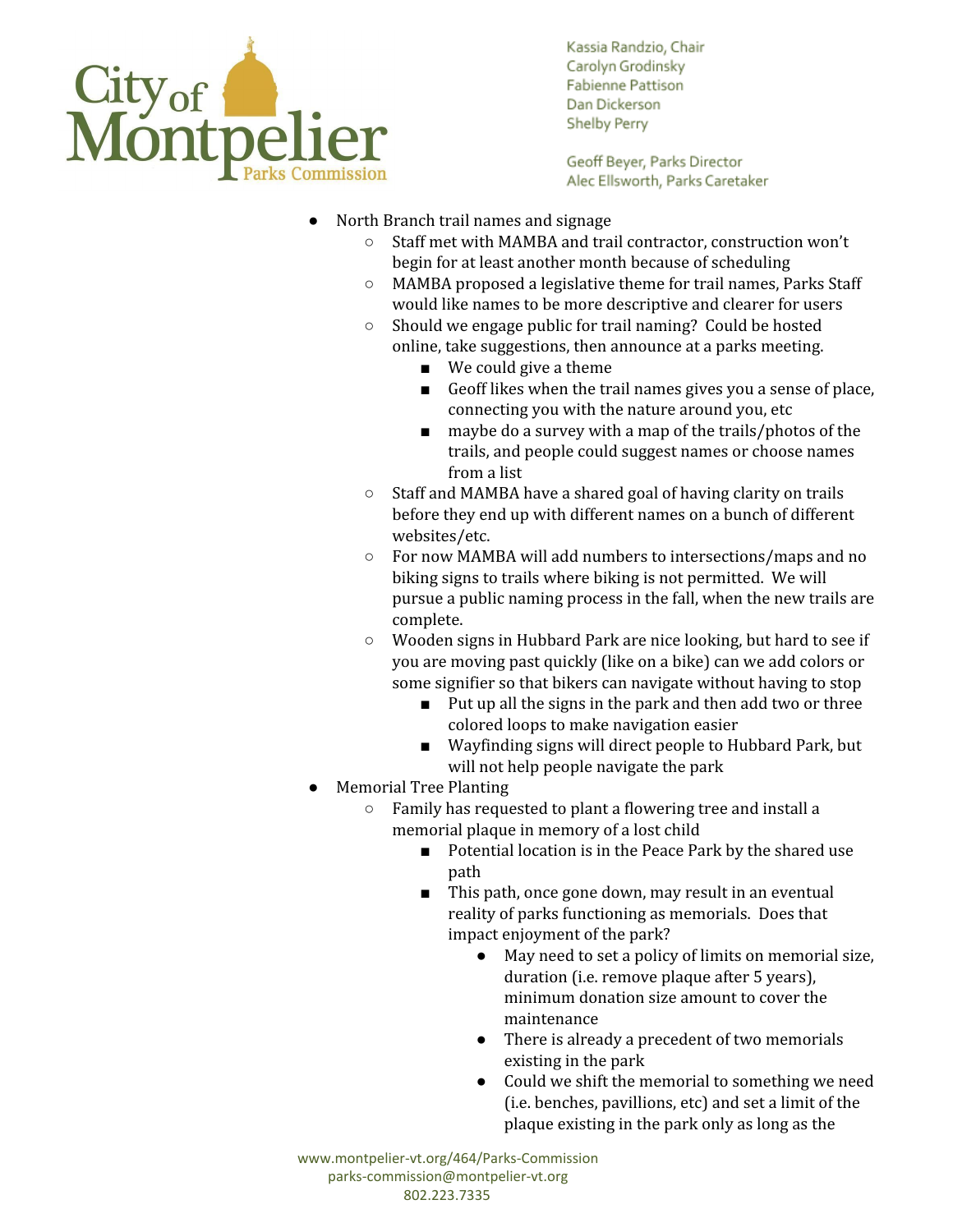- North Branch trail names and signage
  - Staff met with MAMBA and trail contractor, construction won't begin for at least another month because of scheduling
  - MAMBA proposed a legislative theme for trail names, Parks Staff would like names to be more descriptive and clearer for users
  - Should we engage public for trail naming? Could be hosted online, take suggestions, then announce at a parks meeting.
    - We could give a theme
    - Geoff likes when the trail names gives you a sense of place, connecting you with the nature around you, etc
    - maybe do a survey with a map of the trails/photos of the trails, and people could suggest names or choose names from a list
  - Staff and MAMBA have a shared goal of having clarity on trails before they end up with different names on a bunch of different websites/etc.
  - For now MAMBA will add numbers to intersections/maps and no biking signs to trails where biking is not permitted. We will pursue a public naming process in the fall, when the new trails are complete.
  - Wooden signs in Hubbard Park are nice looking, but hard to see if you are moving past quickly (like on a bike) can we add colors or some signifier so that bikers can navigate without having to stop
    - Put up all the signs in the park and then add two or three colored loops to make navigation easier
    - Wayfinding signs will direct people to Hubbard Park, but will not help people navigate the park
- Memorial Tree Planting
  - Family has requested to plant a flowering tree and install a memorial plaque in memory of a lost child
    - Potential location is in the Peace Park by the shared use path
    - This path, once gone down, may result in an eventual reality of parks functioning as memorials. Does that impact enjoyment of the park?
      - May need to set a policy of limits on memorial size, duration (i.e. remove plaque after 5 years), minimum donation size amount to cover the maintenance
      - There is already a precedent of two memorials existing in the park
      - Could we shift the memorial to something we need (i.e. benches, pavillions, etc) and set a limit of the plaque existing in the park only as long as the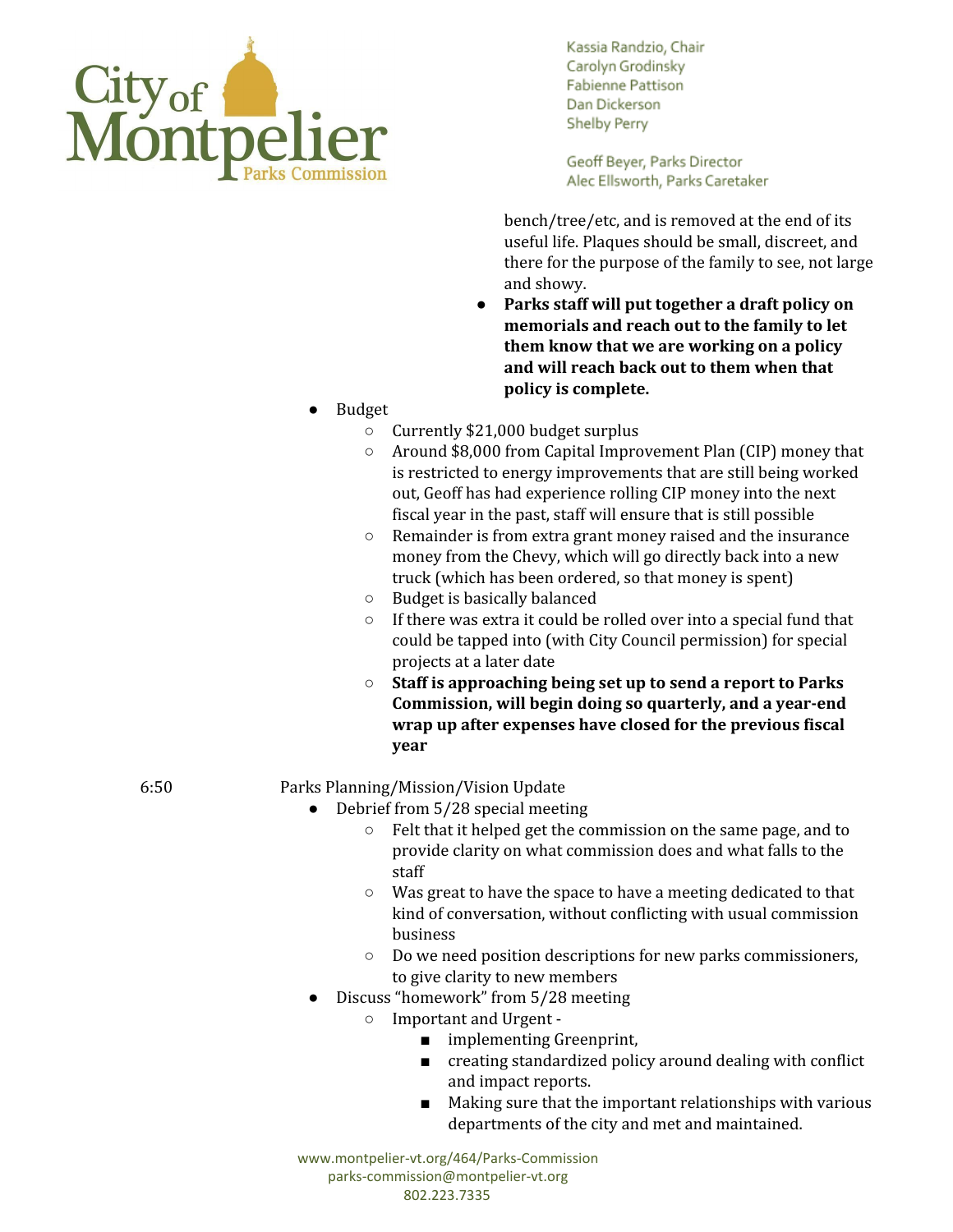bench/tree/etc, and is removed at the end of its useful life. Plaques should be small, discreet, and there for the purpose of the family to see, not large and showy.

- **Parks staff will put together a draft policy on memorials and reach out to the family to let them know that we are working on a policy and will reach back out to them when that policy is complete.**

- Budget
  - Currently $21,000 budget surplus
  - Around $8,000 from Capital Improvement Plan (CIP) money that is restricted to energy improvements that are still being worked out, Geoff has had experience rolling CIP money into the next fiscal year in the past, staff will ensure that is still possible
  - Remainder is from extra grant money raised and the insurance money from the Chevy, which will go directly back into a new truck (which has been ordered, so that money is spent)
  - Budget is basically balanced
  - If there was extra it could be rolled over into a special fund that could be tapped into (with City Council permission) for special projects at a later date
  - **Staff is approaching being set up to send a report to Parks Commission, will begin doing so quarterly, and a year-end wrap up after expenses have closed for the previous fiscal year**

6:50 Parks Planning/Mission/Vision Update

- Debrief from 5/28 special meeting
  - Felt that it helped get the commission on the same page, and to provide clarity on what commission does and what falls to the staff
  - Was great to have the space to have a meeting dedicated to that kind of conversation, without conflicting with usual commission business
  - Do we need position descriptions for new parks commissioners, to give clarity to new members
- Discuss "homework" from 5/28 meeting
  - Important and Urgent -
    - implementing Greenprint,
    - creating standardized policy around dealing with conflict and impact reports.
    - Making sure that the important relationships with various departments of the city and met and maintained.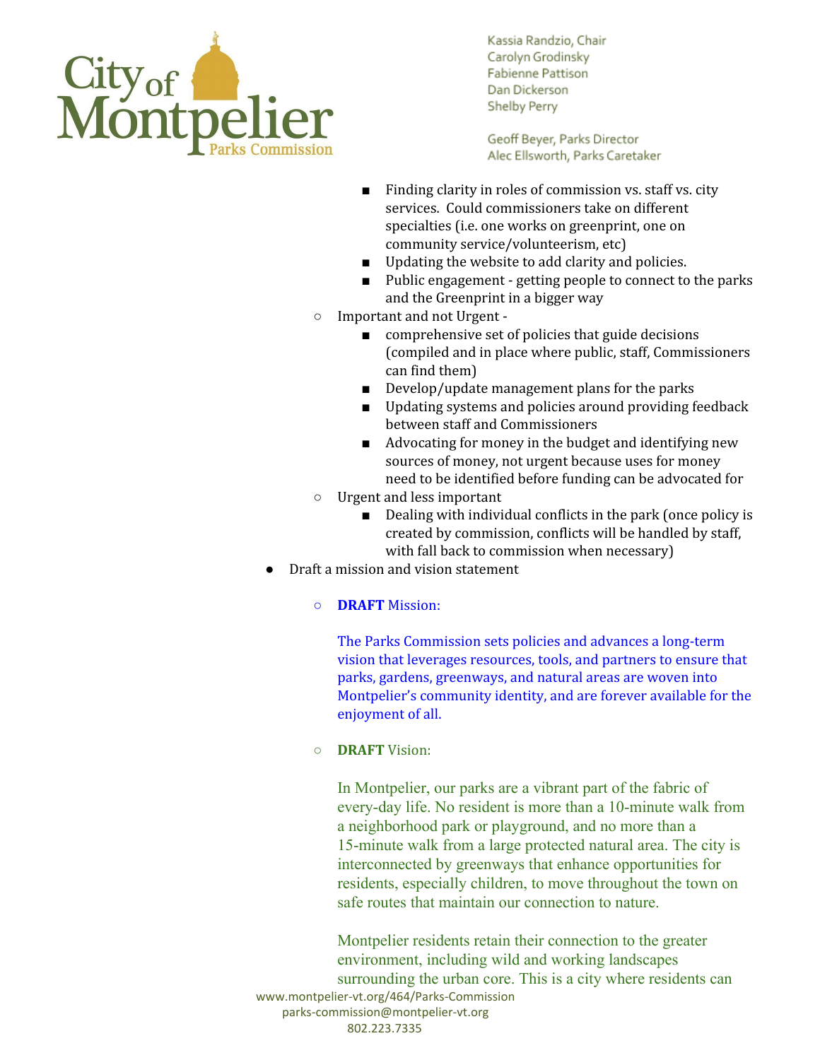- Finding clarity in roles of commission vs. staff vs. city services. Could commissioners take on different specialties (i.e. one works on greenprint, one on community service/volunteerism, etc)
    - Updating the website to add clarity and policies.
    - Public engagement - getting people to connect to the parks and the Greenprint in a bigger way
  - Important and not Urgent -
    - comprehensive set of policies that guide decisions (compiled and in place where public, staff, Commissioners can find them)
    - Develop/update management plans for the parks
    - Updating systems and policies around providing feedback between staff and Commissioners
    - Advocating for money in the budget and identifying new sources of money, not urgent because uses for money need to be identified before funding can be advocated for
  - Urgent and less important
    - Dealing with individual conflicts in the park (once policy is created by commission, conflicts will be handled by staff, with fall back to commission when necessary)
- Draft a mission and vision statement
  - **DRAFT** Mission:

    The Parks Commission sets policies and advances a long-term vision that leverages resources, tools, and partners to ensure that parks, gardens, greenways, and natural areas are woven into Montpelier's community identity, and are forever available for the enjoyment of all.

  - **DRAFT** Vision:

    In Montpelier, our parks are a vibrant part of the fabric of every-day life. No resident is more than a 10-minute walk from a neighborhood park or playground, and no more than a 15-minute walk from a large protected natural area. The city is interconnected by greenways that enhance opportunities for residents, especially children, to move throughout the town on safe routes that maintain our connection to nature.

    Montpelier residents retain their connection to the greater environment, including wild and working landscapes surrounding the urban core. This is a city where residents can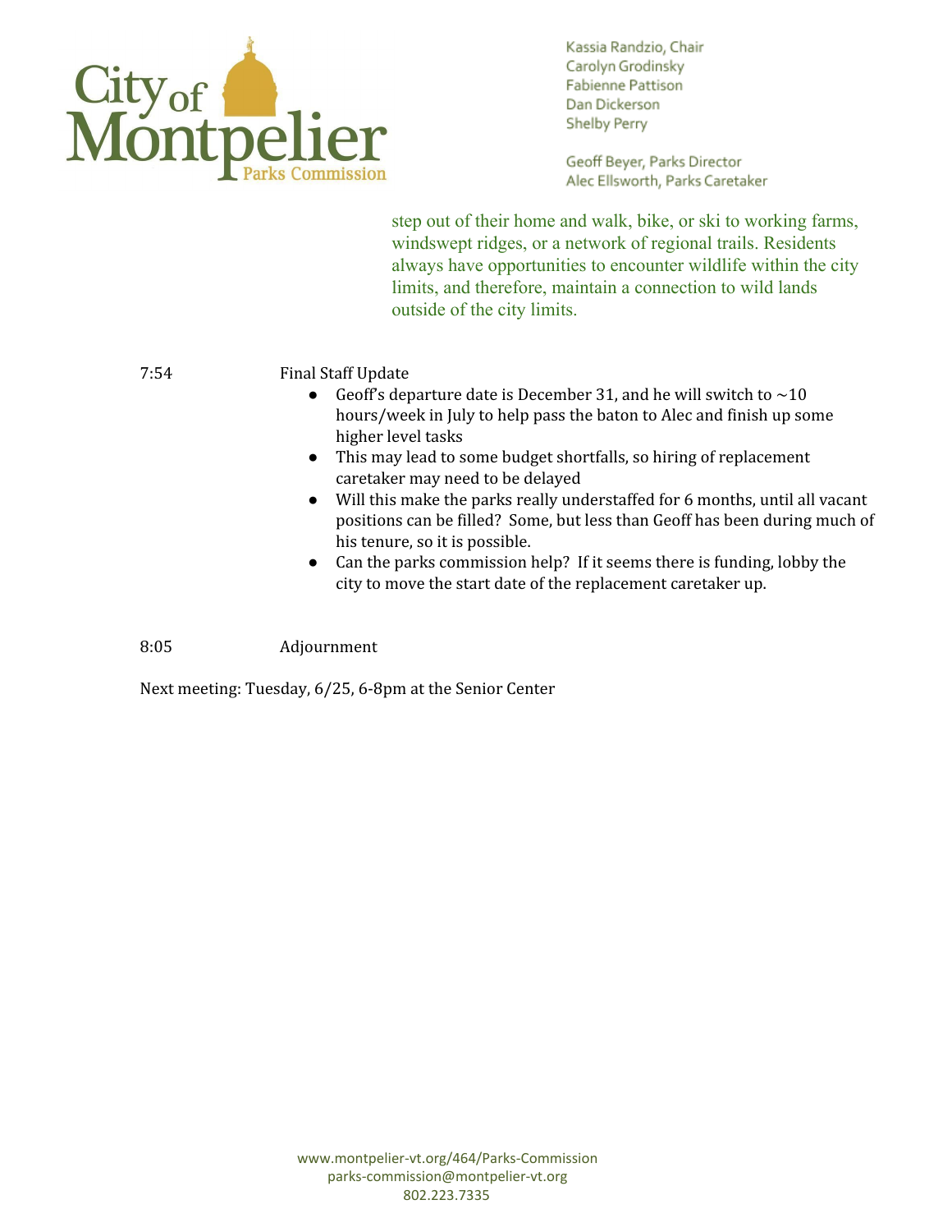Kassia Randzio, Chair
Carolyn Grodinsky
Fabienne Pattison
Dan Dickerson
Shelby Perry

Geoff Beyer, Parks Director
Alec Ellsworth, Parks Caretaker

step out of their home and walk, bike, or ski to working farms, windswept ridges, or a network of regional trails. Residents always have opportunities to encounter wildlife within the city limits, and therefore, maintain a connection to wild lands outside of the city limits.

7:54 Final Staff Update

- Geoff's departure date is December 31, and he will switch to ~10 hours/week in July to help pass the baton to Alec and finish up some higher level tasks
- This may lead to some budget shortfalls, so hiring of replacement caretaker may need to be delayed
- Will this make the parks really understaffed for 6 months, until all vacant positions can be filled? Some, but less than Geoff has been during much of his tenure, so it is possible.
- Can the parks commission help? If it seems there is funding, lobby the city to move the start date of the replacement caretaker up.

8:05 Adjournment

Next meeting: Tuesday, 6/25, 6-8pm at the Senior Center

www.montpelier-vt.org/464/Parks-Commission
parks-commission@montpelier-vt.org
802.223.7335